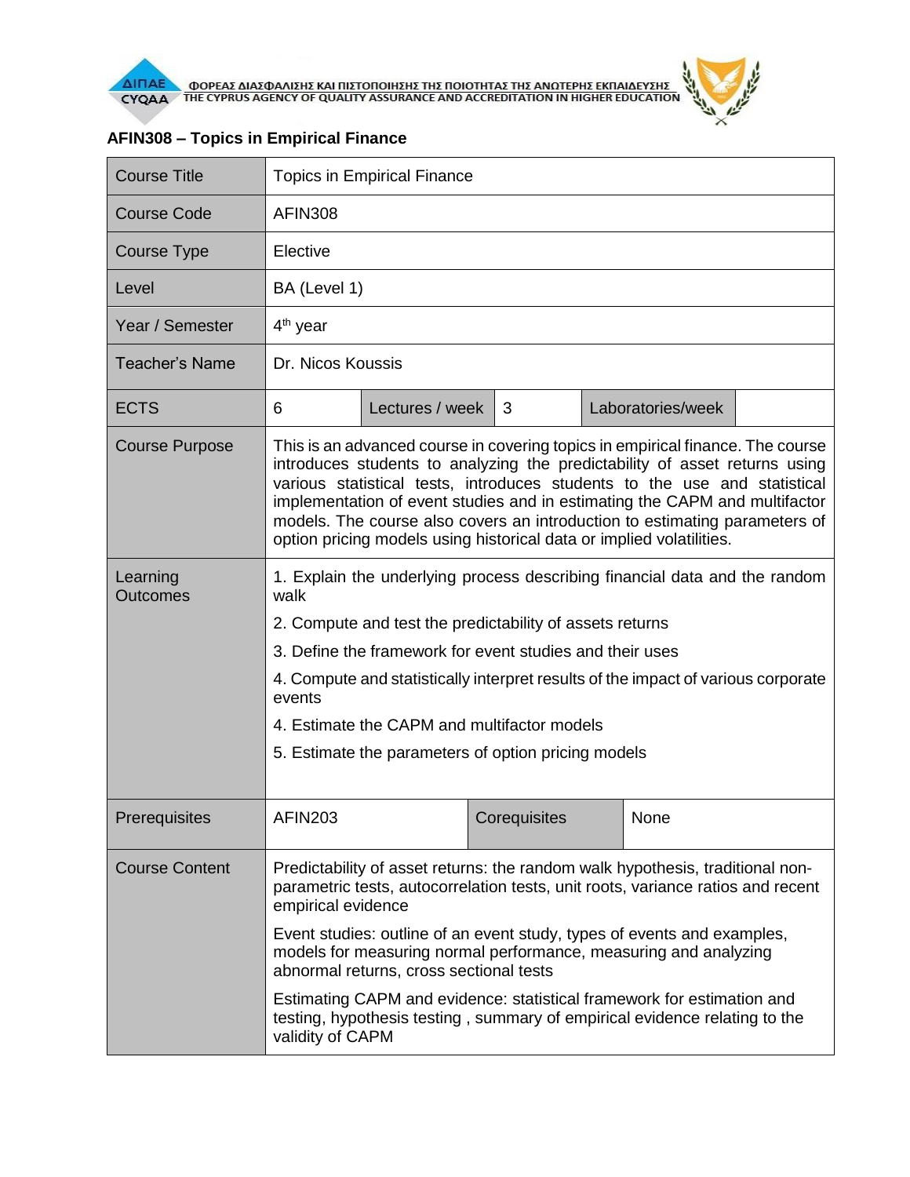ΦΟΡΕΑΣ ΔΙΑΣΦΑΛΙΣΗΣ ΚΑΙ ΠΙΣΤΟΠΟΙΗΣΗΣ ΤΗΣ ΠΟΙΟΤΗΤΑΣ ΤΗΣ ΑΝΩΤΕΡΗΣ ΕΚΠΑΙΔΕΥΣΗΣ
THE CYPRUS AGENCY OF QUALITY ASSURANCE AND ACCREDITATION IN HIGHER EDUCATION

## AFIN308 – Topics in Empirical Finance

| | | | | | |
|---|---|---|---|---|---|
| Course Title | Topics in Empirical Finance | | | | |
| Course Code | AFIN308 | | | | |
| Course Type | Elective | | | | |
| Level | BA (Level 1) | | | | |
| Year / Semester | 4th year | | | | |
| Teacher's Name | Dr. Nicos Koussis | | | | |
| ECTS | 6 | Lectures / week | 3 | Laboratories/week | |
| Course Purpose | This is an advanced course in covering topics in empirical finance. The course introduces students to analyzing the predictability of asset returns using various statistical tests, introduces students to the use and statistical implementation of event studies and in estimating the CAPM and multifactor models. The course also covers an introduction to estimating parameters of option pricing models using historical data or implied volatilities. | | | | |
| Learning Outcomes | 1. Explain the underlying process describing financial data and the random walk<br>2. Compute and test the predictability of assets returns<br>3. Define the framework for event studies and their uses<br>4. Compute and statistically interpret results of the impact of various corporate events<br>4. Estimate the CAPM and multifactor models<br>5. Estimate the parameters of option pricing models | | | | |
| Prerequisites | AFIN203 | Corequisites | None | | |
| Course Content | Predictability of asset returns: the random walk hypothesis, traditional non-parametric tests, autocorrelation tests, unit roots, variance ratios and recent empirical evidence<br>Event studies: outline of an event study, types of events and examples, models for measuring normal performance, measuring and analyzing abnormal returns, cross sectional tests<br>Estimating CAPM and evidence: statistical framework for estimation and testing, hypothesis testing , summary of empirical evidence relating to the validity of CAPM | | | | |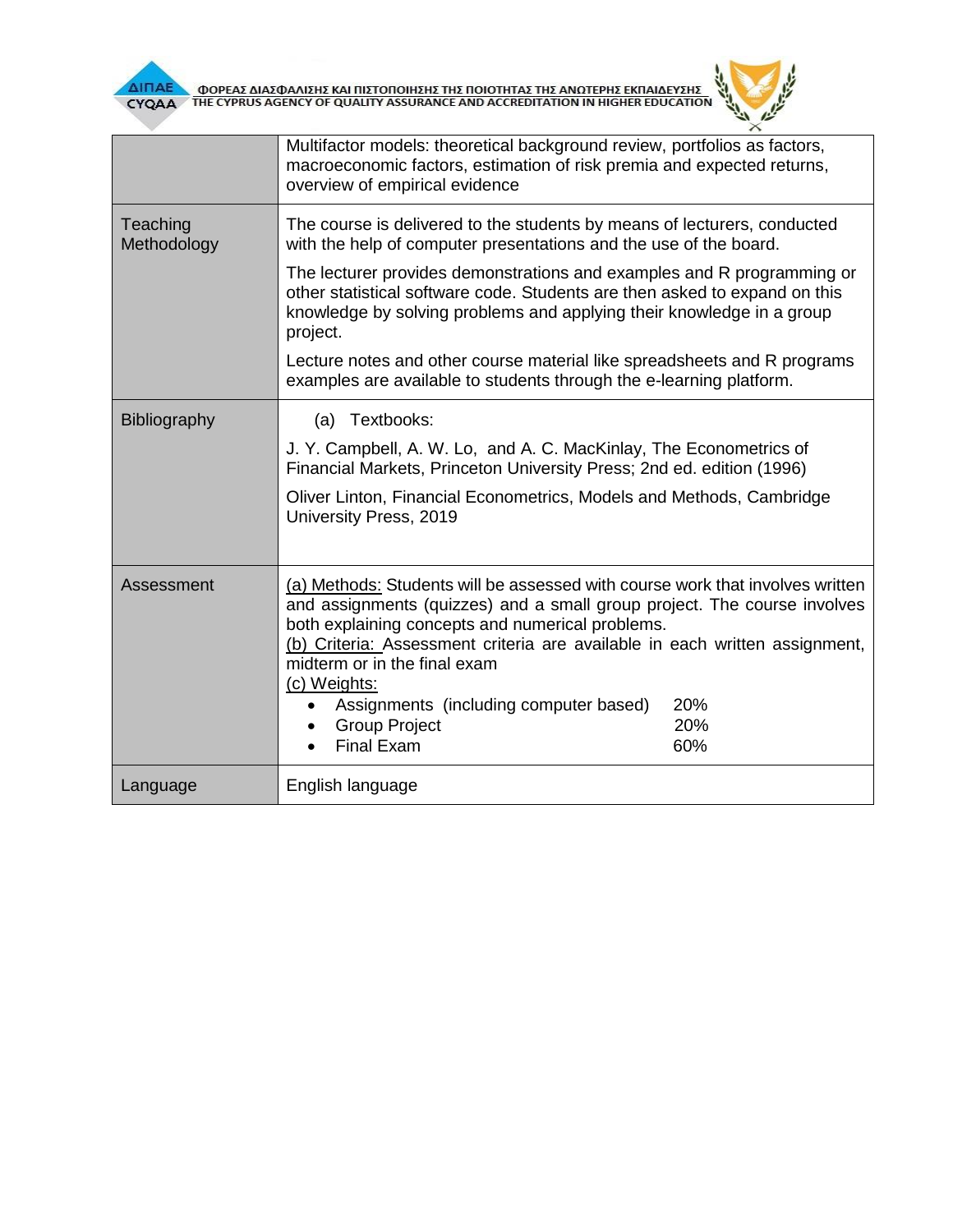| | |
|---|---|
| | Multifactor models: theoretical background review, portfolios as factors, macroeconomic factors, estimation of risk premia and expected returns, overview of empirical evidence |
| Teaching Methodology | The course is delivered to the students by means of lecturers, conducted with the help of computer presentations and the use of the board.<br><br>The lecturer provides demonstrations and examples and R programming or other statistical software code. Students are then asked to expand on this knowledge by solving problems and applying their knowledge in a group project.<br><br>Lecture notes and other course material like spreadsheets and R programs examples are available to students through the e-learning platform. |
| Bibliography | (a) Textbooks:<br><br>J. Y. Campbell, A. W. Lo, and A. C. MacKinlay, The Econometrics of Financial Markets, Princeton University Press; 2nd ed. edition (1996)<br><br>Oliver Linton, Financial Econometrics, Models and Methods, Cambridge University Press, 2019 |
| Assessment | (a) Methods: Students will be assessed with course work that involves written and assignments (quizzes) and a small group project. The course involves both explaining concepts and numerical problems.<br>(b) Criteria: Assessment criteria are available in each written assignment, midterm or in the final exam<br>(c) Weights:<br>• Assignments (including computer based) 20%<br>• Group Project 20%<br>• Final Exam 60% |
| Language | English language |